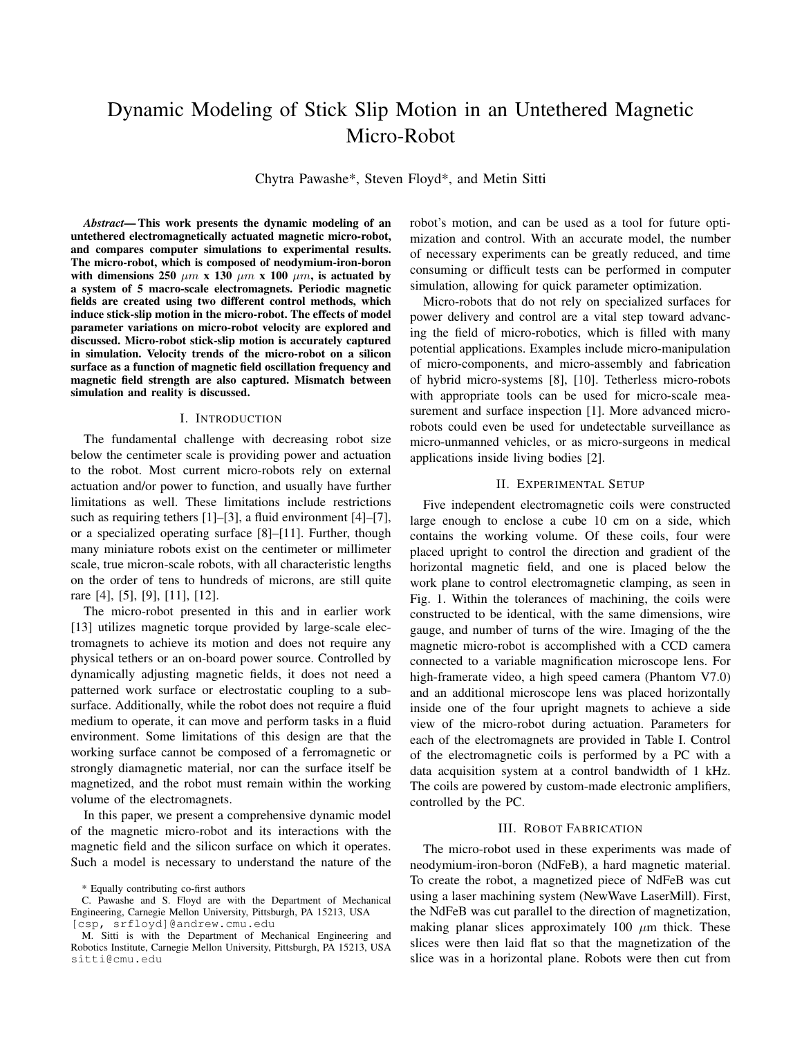# Dynamic Modeling of Stick Slip Motion in an Untethered Magnetic Micro-Robot

Chytra Pawashe*, Steven Floyd*, and Metin Sitti

***Abstract*— This work presents the dynamic modeling of an untethered electromagnetically actuated magnetic micro-robot, and compares computer simulations to experimental results. The micro-robot, which is composed of neodymium-iron-boron with dimensions 250 $\mu m$ x 130 $\mu m$ x 100 $\mu m$, is actuated by a system of 5 macro-scale electromagnets. Periodic magnetic fields are created using two different control methods, which induce stick-slip motion in the micro-robot. The effects of model parameter variations on micro-robot velocity are explored and discussed. Micro-robot stick-slip motion is accurately captured in simulation. Velocity trends of the micro-robot on a silicon surface as a function of magnetic field oscillation frequency and magnetic field strength are also captured. Mismatch between simulation and reality is discussed.**

## I. Introduction

The fundamental challenge with decreasing robot size below the centimeter scale is providing power and actuation to the robot. Most current micro-robots rely on external actuation and/or power to function, and usually have further limitations as well. These limitations include restrictions such as requiring tethers [1]–[3], a fluid environment [4]–[7], or a specialized operating surface [8]–[11]. Further, though many miniature robots exist on the centimeter or millimeter scale, true micron-scale robots, with all characteristic lengths on the order of tens to hundreds of microns, are still quite rare [4], [5], [9], [11], [12].

The micro-robot presented in this and in earlier work [13] utilizes magnetic torque provided by large-scale electromagnets to achieve its motion and does not require any physical tethers or an on-board power source. Controlled by dynamically adjusting magnetic fields, it does not need a patterned work surface or electrostatic coupling to a subsurface. Additionally, while the robot does not require a fluid medium to operate, it can move and perform tasks in a fluid environment. Some limitations of this design are that the working surface cannot be composed of a ferromagnetic or strongly diamagnetic material, nor can the surface itself be magnetized, and the robot must remain within the working volume of the electromagnets.

In this paper, we present a comprehensive dynamic model of the magnetic micro-robot and its interactions with the magnetic field and the silicon surface on which it operates. Such a model is necessary to understand the nature of the robot's motion, and can be used as a tool for future optimization and control. With an accurate model, the number of necessary experiments can be greatly reduced, and time consuming or difficult tests can be performed in computer simulation, allowing for quick parameter optimization.

Micro-robots that do not rely on specialized surfaces for power delivery and control are a vital step toward advancing the field of micro-robotics, which is filled with many potential applications. Examples include micro-manipulation of micro-components, and micro-assembly and fabrication of hybrid micro-systems [8], [10]. Tetherless micro-robots with appropriate tools can be used for micro-scale measurement and surface inspection [1]. More advanced micro-robots could even be used for undetectable surveillance as micro-unmanned vehicles, or as micro-surgeons in medical applications inside living bodies [2].

## II. Experimental Setup

Five independent electromagnetic coils were constructed large enough to enclose a cube 10 cm on a side, which contains the working volume. Of these coils, four were placed upright to control the direction and gradient of the horizontal magnetic field, and one is placed below the work plane to control electromagnetic clamping, as seen in Fig. 1. Within the tolerances of machining, the coils were constructed to be identical, with the same dimensions, wire gauge, and number of turns of the wire. Imaging of the the magnetic micro-robot is accomplished with a CCD camera connected to a variable magnification microscope lens. For high-framerate video, a high speed camera (Phantom V7.0) and an additional microscope lens was placed horizontally inside one of the four upright magnets to achieve a side view of the micro-robot during actuation. Parameters for each of the electromagnets are provided in Table I. Control of the electromagnetic coils is performed by a PC with a data acquisition system at a control bandwidth of 1 kHz. The coils are powered by custom-made electronic amplifiers, controlled by the PC.

## III. Robot Fabrication

The micro-robot used in these experiments was made of neodymium-iron-boron (NdFeB), a hard magnetic material. To create the robot, a magnetized piece of NdFeB was cut using a laser machining system (NewWave LaserMill). First, the NdFeB was cut parallel to the direction of magnetization, making planar slices approximately 100 $\mu$m thick. These slices were then laid flat so that the magnetization of the slice was in a horizontal plane. Robots were then cut from

\* Equally contributing co-first authors

C. Pawashe and S. Floyd are with the Department of Mechanical Engineering, Carnegie Mellon University, Pittsburgh, PA 15213, USA [csp, srfloyd]@andrew.cmu.edu

M. Sitti is with the Department of Mechanical Engineering and Robotics Institute, Carnegie Mellon University, Pittsburgh, PA 15213, USA sitti@cmu.edu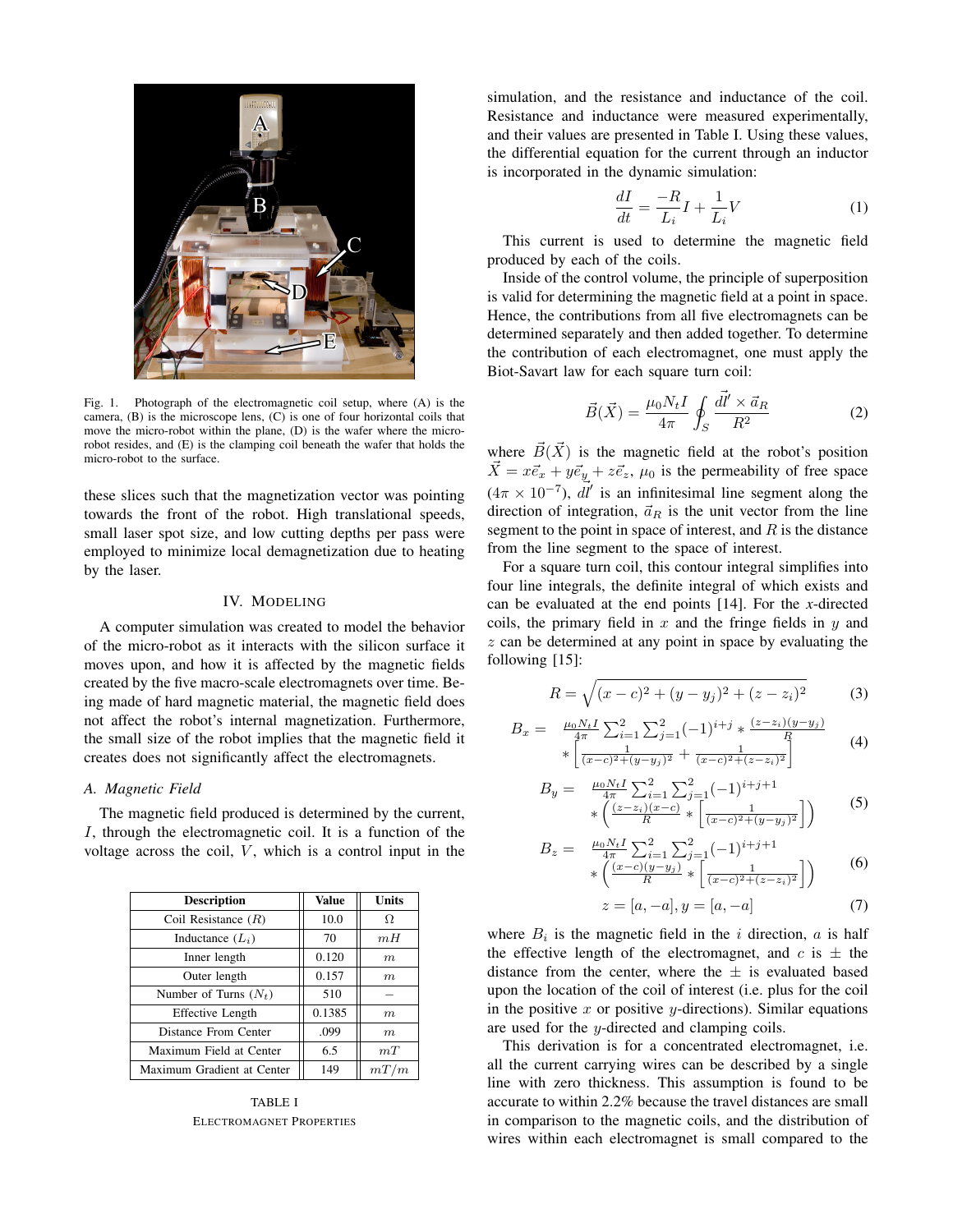Fig. 1. Photograph of the electromagnetic coil setup, where (A) is the camera, (B) is the microscope lens, (C) is one of four horizontal coils that move the micro-robot within the plane, (D) is the wafer where the micro-robot resides, and (E) is the clamping coil beneath the wafer that holds the micro-robot to the surface.

these slices such that the magnetization vector was pointing towards the front of the robot. High translational speeds, small laser spot size, and low cutting depths per pass were employed to minimize local demagnetization due to heating by the laser.

## IV. Modeling

A computer simulation was created to model the behavior of the micro-robot as it interacts with the silicon surface it moves upon, and how it is affected by the magnetic fields created by the five macro-scale electromagnets over time. Being made of hard magnetic material, the magnetic field does not affect the robot's internal magnetization. Furthermore, the small size of the robot implies that the magnetic field it creates does not significantly affect the electromagnets.

### A. Magnetic Field

The magnetic field produced is determined by the current, $I$, through the electromagnetic coil. It is a function of the voltage across the coil, $V$, which is a control input in the simulation, and the resistance and inductance of the coil. Resistance and inductance were measured experimentally, and their values are presented in Table I. Using these values, the differential equation for the current through an inductor is incorporated in the dynamic simulation:

$$\frac{dI}{dt} = \frac{-R}{L_i} I + \frac{1}{L_i} V \tag{1}$$

| Description | Value | Units |
|---|---|---|
| Coil Resistance ($R$) | 10.0 | $\Omega$ |
| Inductance ($L_i$) | 70 | $mH$ |
| Inner length | 0.120 | $m$ |
| Outer length | 0.157 | $m$ |
| Number of Turns ($N_t$) | 510 | – |
| Effective Length | 0.1385 | $m$ |
| Distance From Center | .099 | $m$ |
| Maximum Field at Center | 6.5 | $mT$ |
| Maximum Gradient at Center | 149 | $mT/m$ |

TABLE I
Electromagnet Properties

This current is used to determine the magnetic field produced by each of the coils.

Inside of the control volume, the principle of superposition is valid for determining the magnetic field at a point in space. Hence, the contributions from all five electromagnets can be determined separately and then added together. To determine the contribution of each electromagnet, one must apply the Biot-Savart law for each square turn coil:

$$\vec{B}(\vec{X}) = \frac{\mu_0 N_t I}{4\pi} \oint_S \frac{\vec{dl'} \times \vec{a}_R}{R^2} \tag{2}$$

where $\vec{B}(\vec{X})$ is the magnetic field at the robot's position $\vec{X} = x\vec{e}_x + y\vec{e}_y + z\vec{e}_z$, $\mu_0$ is the permeability of free space ($4\pi \times 10^{-7}$), $\vec{dl'}$ is an infinitesimal line segment along the direction of integration, $\vec{a}_R$ is the unit vector from the line segment to the point in space of interest, and $R$ is the distance from the line segment to the space of interest.

For a square turn coil, this contour integral simplifies into four line integrals, the definite integral of which exists and can be evaluated at the end points [14]. For the $x$-directed coils, the primary field in $x$ and the fringe fields in $y$ and $z$ can be determined at any point in space by evaluating the following [15]:

$$R = \sqrt{(x-c)^2 + (y-y_j)^2 + (z-z_i)^2} \tag{3}$$

$$B_x = \frac{\mu_0 N_t I}{4\pi} \sum_{i=1}^{2} \sum_{j=1}^{2} (-1)^{i+j} * \frac{(z-z_i)(y-y_j)}{R} * \left[\frac{1}{(x-c)^2+(y-y_j)^2} + \frac{1}{(x-c)^2+(z-z_i)^2}\right] \tag{4}$$

$$B_y = \frac{\mu_0 N_t I}{4\pi} \sum_{i=1}^{2} \sum_{j=1}^{2} (-1)^{i+j+1} * \left(\frac{(z-z_i)(x-c)}{R} * \left[\frac{1}{(x-c)^2+(y-y_j)^2}\right]\right) \tag{5}$$

$$B_z = \frac{\mu_0 N_t I}{4\pi} \sum_{i=1}^{2} \sum_{j=1}^{2} (-1)^{i+j+1} * \left(\frac{(x-c)(y-y_j)}{R} * \left[\frac{1}{(x-c)^2+(z-z_i)^2}\right]\right) \tag{6}$$

$$z = [a, -a], y = [a, -a] \tag{7}$$

where $B_i$ is the magnetic field in the $i$ direction, $a$ is half the effective length of the electromagnet, and $c$ is $\pm$ the distance from the center, where the $\pm$ is evaluated based upon the location of the coil of interest (i.e. plus for the coil in the positive $x$ or positive $y$-directions). Similar equations are used for the $y$-directed and clamping coils.

This derivation is for a concentrated electromagnet, i.e. all the current carrying wires can be described by a single line with zero thickness. This assumption is found to be accurate to within 2.2% because the travel distances are small in comparison to the magnetic coils, and the distribution of wires within each electromagnet is small compared to the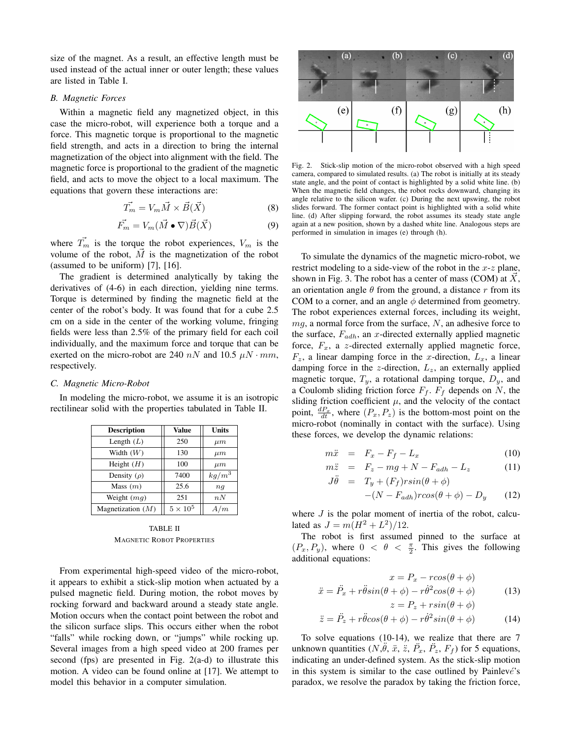size of the magnet. As a result, an effective length must be used instead of the actual inner or outer length; these values are listed in Table I.

### B. Magnetic Forces

Within a magnetic field any magnetized object, in this case the micro-robot, will experience both a torque and a force. This magnetic torque is proportional to the magnetic field strength, and acts in a direction to bring the internal magnetization of the object into alignment with the field. The magnetic force is proportional to the gradient of the magnetic field, and acts to move the object to a local maximum. The equations that govern these interactions are:

$$\vec{T_m} = V_m \vec{M} \times \vec{B}(\vec{X}) \tag{8}$$

$$\vec{F_m} = V_m (\vec{M} \bullet \nabla) \vec{B}(\vec{X}) \tag{9}$$

where $\vec{T_m}$ is the torque the robot experiences, $V_m$ is the volume of the robot, $\vec{M}$ is the magnetization of the robot (assumed to be uniform) [7], [16].

The gradient is determined analytically by taking the derivatives of (4-6) in each direction, yielding nine terms. Torque is determined by finding the magnetic field at the center of the robot's body. It was found that for a cube 2.5 cm on a side in the center of the working volume, fringing fields were less than 2.5% of the primary field for each coil individually, and the maximum force and torque that can be exerted on the micro-robot are 240 $nN$ and 10.5 $\mu N \cdot mm$, respectively.

### C. Magnetic Micro-Robot

In modeling the micro-robot, we assume it is an isotropic rectilinear solid with the properties tabulated in Table II.

| Description | Value | Units |
|---|---|---|
| Length ($L$) | 250 | $\mu m$ |
| Width ($W$) | 130 | $\mu m$ |
| Height ($H$) | 100 | $\mu m$ |
| Density ($\rho$) | 7400 | $kg/m^3$ |
| Mass ($m$) | 25.6 | $ng$ |
| Weight ($mg$) | 251 | $nN$ |
| Magnetization ($M$) | $5 \times 10^5$ | $A/m$ |

TABLE II
MAGNETIC ROBOT PROPERTIES

From experimental high-speed video of the micro-robot, it appears to exhibit a stick-slip motion when actuated by a pulsed magnetic field. During motion, the robot moves by rocking forward and backward around a steady state angle. Motion occurs when the contact point between the robot and the silicon surface slips. This occurs either when the robot "falls" while rocking down, or "jumps" while rocking up. Several images from a high speed video at 200 frames per second (fps) are presented in Fig. 2(a-d) to illustrate this motion. A video can be found online at [17]. We attempt to model this behavior in a computer simulation.

(a) (b) (c) (d)
(e) (f) (g) (h)

Fig. 2. Stick-slip motion of the micro-robot observed with a high speed camera, compared to simulated results. (a) The robot is initially at its steady state angle, and the point of contact is highlighted by a solid white line. (b) When the magnetic field changes, the robot rocks downward, changing its angle relative to the silicon wafer. (c) During the next upswing, the robot slides forward. The former contact point is highlighted with a solid white line. (d) After slipping forward, the robot assumes its steady state angle again at a new position, shown by a dashed white line. Analogous steps are performed in simulation in images (e) through (h).

To simulate the dynamics of the magnetic micro-robot, we restrict modeling to a side-view of the robot in the $x$-$z$ plane, shown in Fig. 3. The robot has a center of mass (COM) at $\vec{X}$, an orientation angle $\theta$ from the ground, a distance $r$ from its COM to a corner, and an angle $\phi$ determined from geometry. The robot experiences external forces, including its weight, $mg$, a normal force from the surface, $N$, an adhesive force to the surface, $F_{adh}$, an $x$-directed externally applied magnetic force, $F_x$, a $z$-directed externally applied magnetic force, $F_z$, a linear damping force in the $x$-direction, $L_x$, a linear damping force in the $z$-direction, $L_z$, an externally applied magnetic torque, $T_y$, a rotational damping torque, $D_y$, and a Coulomb sliding friction force $F_f$. $F_f$ depends on $N$, the sliding friction coefficient $\mu$, and the velocity of the contact point, $\frac{dP_x}{dt}$, where $(P_x, P_z)$ is the bottom-most point on the micro-robot (nominally in contact with the surface). Using these forces, we develop the dynamic relations:

$$m\ddot{x} = F_x - F_f - L_x \tag{10}$$

$$m\ddot{z} = F_z - mg + N - F_{adh} - L_z \tag{11}$$

$$J\ddot{\theta} = T_y + (F_f) r sin(\theta + \phi) - (N - F_{adh}) r cos(\theta + \phi) - D_y \tag{12}$$

where $J$ is the polar moment of inertia of the robot, calculated as $J = m(H^2 + L^2)/12$.

The robot is first assumed pinned to the surface at $(P_x, P_y)$, where $0 < \theta < \frac{\pi}{2}$. This gives the following additional equations:

$$x = P_x - r cos(\theta + \phi)$$

$$\ddot{x} = \ddot{P}_x + r\ddot{\theta} sin(\theta + \phi) - r\dot{\theta}^2 cos(\theta + \phi) \tag{13}$$

$$z = P_z + r sin(\theta + \phi)$$

$$\ddot{z} = \ddot{P}_z + r\ddot{\theta} cos(\theta + \phi) - r\dot{\theta}^2 sin(\theta + \phi) \tag{14}$$

To solve equations (10-14), we realize that there are 7 unknown quantities ($N$,$\ddot{\theta}$, $\ddot{x}$, $\ddot{z}$, $\ddot{P}_x$, $\ddot{P}_z$, $F_f$) for 5 equations, indicating an under-defined system. As the stick-slip motion in this system is similar to the case outlined by Painlevé's paradox, we resolve the paradox by taking the friction force,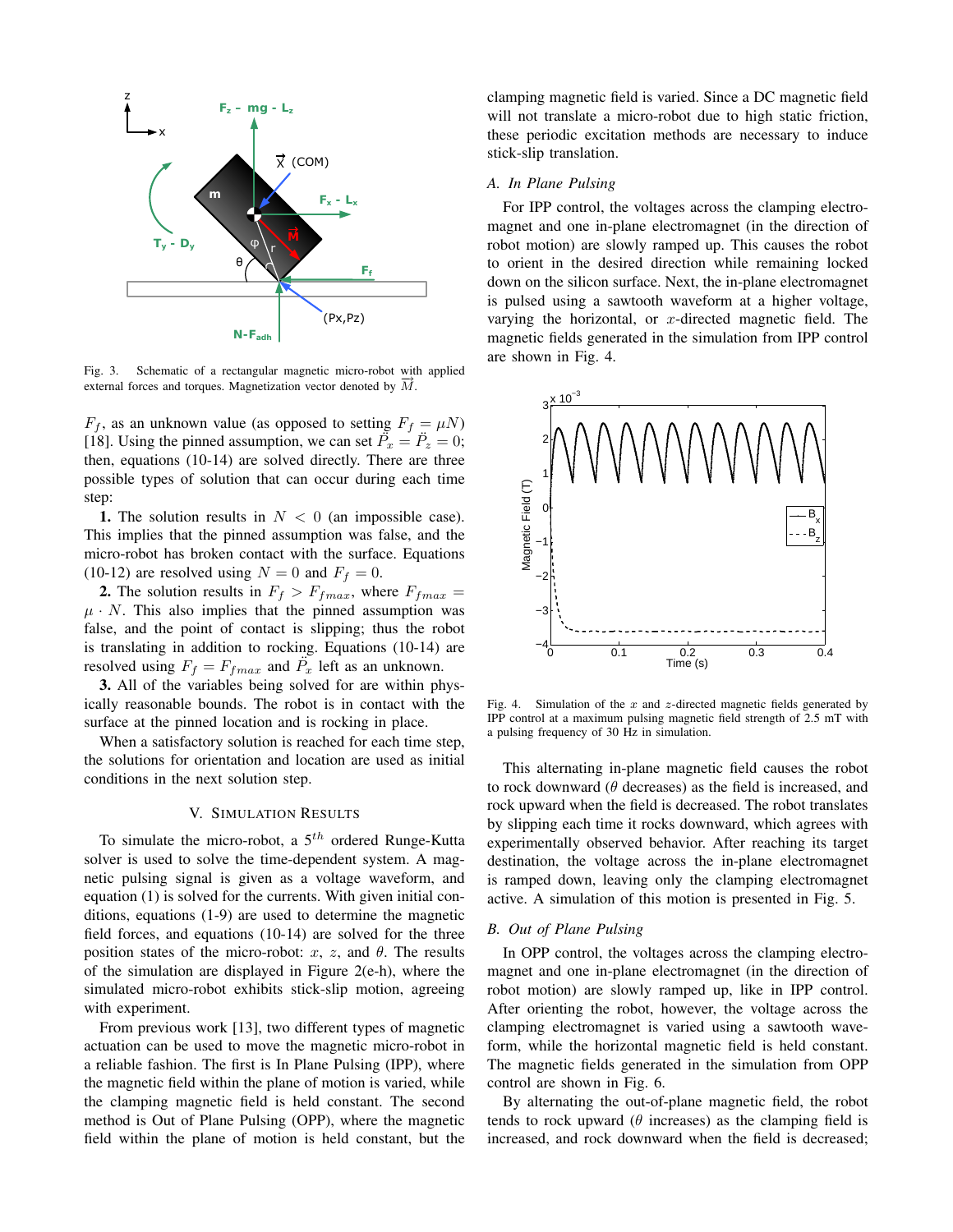z

x

$F_z$ - mg - $L_z$

$\vec{X}$ (COM)

m

$F_x$ - $L_x$

$T_y$ - $D_y$

$\vec{M}$

φ

r

θ

$F_f$

(Px,Pz)

N-$F_{adh}$

Fig. 3. Schematic of a rectangular magnetic micro-robot with applied external forces and torques. Magnetization vector denoted by $\vec{M}$.

$F_f$, as an unknown value (as opposed to setting $F_f = \mu N$) [18]. Using the pinned assumption, we can set $\ddot{P}_x = \ddot{P}_z = 0$; then, equations (10-14) are solved directly. There are three possible types of solution that can occur during each time step:

**1.** The solution results in $N < 0$ (an impossible case). This implies that the pinned assumption was false, and the micro-robot has broken contact with the surface. Equations (10-12) are resolved using $N = 0$ and $F_f = 0$.

**2.** The solution results in $F_f > F_{fmax}$, where $F_{fmax} = \mu \cdot N$. This also implies that the pinned assumption was false, and the point of contact is slipping; thus the robot is translating in addition to rocking. Equations (10-14) are resolved using $F_f = F_{fmax}$ and $\ddot{P}_x$ left as an unknown.

**3.** All of the variables being solved for are within physically reasonable bounds. The robot is in contact with the surface at the pinned location and is rocking in place.

When a satisfactory solution is reached for each time step, the solutions for orientation and location are used as initial conditions in the next solution step.

## V. Simulation Results

To simulate the micro-robot, a $5^{th}$ ordered Runge-Kutta solver is used to solve the time-dependent system. A magnetic pulsing signal is given as a voltage waveform, and equation (1) is solved for the currents. With given initial conditions, equations (1-9) are used to determine the magnetic field forces, and equations (10-14) are solved for the three position states of the micro-robot: $x$, $z$, and $\theta$. The results of the simulation are displayed in Figure 2(e-h), where the simulated micro-robot exhibits stick-slip motion, agreeing with experiment.

From previous work [13], two different types of magnetic actuation can be used to move the magnetic micro-robot in a reliable fashion. The first is In Plane Pulsing (IPP), where the magnetic field within the plane of motion is varied, while the clamping magnetic field is held constant. The second method is Out of Plane Pulsing (OPP), where the magnetic field within the plane of motion is held constant, but the clamping magnetic field is varied. Since a DC magnetic field will not translate a micro-robot due to high static friction, these periodic excitation methods are necessary to induce stick-slip translation.

### A. In Plane Pulsing

For IPP control, the voltages across the clamping electromagnet and one in-plane electromagnet (in the direction of robot motion) are slowly ramped up. This causes the robot to orient in the desired direction while remaining locked down on the silicon surface. Next, the in-plane electromagnet is pulsed using a sawtooth waveform at a higher voltage, varying the horizontal, or $x$-directed magnetic field. The magnetic fields generated in the simulation from IPP control are shown in Fig. 4.

x 10$^{-3}$

3
2
1
0
−1
−2
−3
−4

Magnetic Field (T)

0
0.1
0.2
0.3
0.4

Time (s)

—— $B_x$
- - - $B_z$

Fig. 4. Simulation of the $x$ and $z$-directed magnetic fields generated by IPP control at a maximum pulsing magnetic field strength of 2.5 mT with a pulsing frequency of 30 Hz in simulation.

This alternating in-plane magnetic field causes the robot to rock downward ($\theta$ decreases) as the field is increased, and rock upward when the field is decreased. The robot translates by slipping each time it rocks downward, which agrees with experimentally observed behavior. After reaching its target destination, the voltage across the in-plane electromagnet is ramped down, leaving only the clamping electromagnet active. A simulation of this motion is presented in Fig. 5.

### B. Out of Plane Pulsing

In OPP control, the voltages across the clamping electromagnet and one in-plane electromagnet (in the direction of robot motion) are slowly ramped up, like in IPP control. After orienting the robot, however, the voltage across the clamping electromagnet is varied using a sawtooth waveform, while the horizontal magnetic field is held constant. The magnetic fields generated in the simulation from OPP control are shown in Fig. 6.

By alternating the out-of-plane magnetic field, the robot tends to rock upward ($\theta$ increases) as the clamping field is increased, and rock downward when the field is decreased;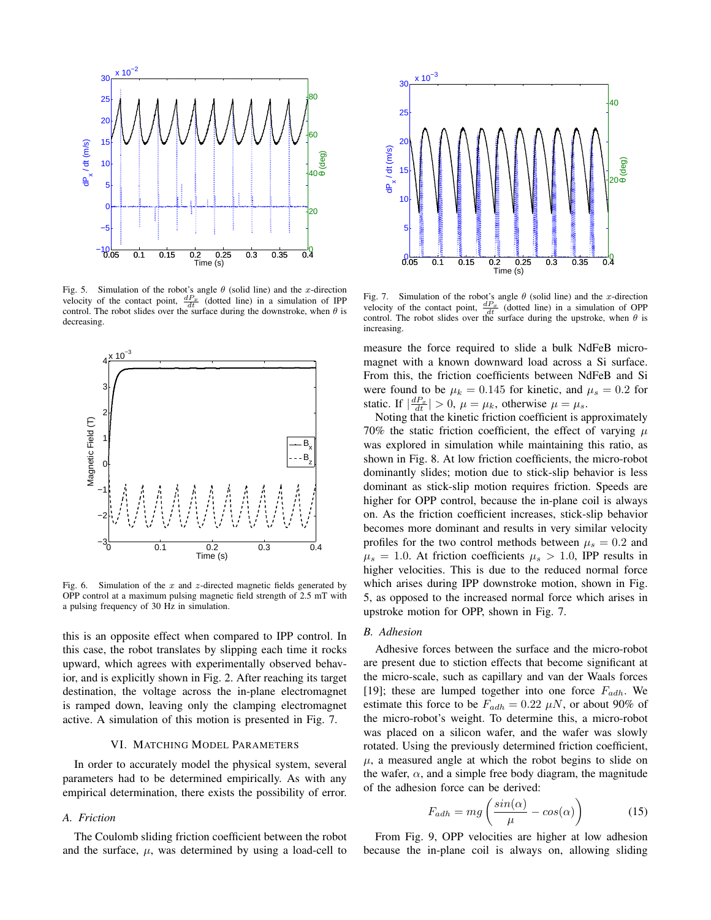Fig. 5. Simulation of the robot's angle $\theta$ (solid line) and the $x$-direction velocity of the contact point, $\frac{dP_x}{dt}$ (dotted line) in a simulation of IPP control. The robot slides over the surface during the downstroke, when $\theta$ is decreasing.

Fig. 6. Simulation of the $x$ and $z$-directed magnetic fields generated by OPP control at a maximum pulsing magnetic field strength of 2.5 mT with a pulsing frequency of 30 Hz in simulation.

this is an opposite effect when compared to IPP control. In this case, the robot translates by slipping each time it rocks upward, which agrees with experimentally observed behavior, and is explicitly shown in Fig. 2. After reaching its target destination, the voltage across the in-plane electromagnet is ramped down, leaving only the clamping electromagnet active. A simulation of this motion is presented in Fig. 7.

## VI. Matching Model Parameters

In order to accurately model the physical system, several parameters had to be determined empirically. As with any empirical determination, there exists the possibility of error.

### A. Friction

The Coulomb sliding friction coefficient between the robot and the surface, $\mu$, was determined by using a load-cell to measure the force required to slide a bulk NdFeB micro-magnet with a known downward load across a Si surface. From this, the friction coefficients between NdFeB and Si were found to be $\mu_k = 0.145$ for kinetic, and $\mu_s = 0.2$ for static. If $|\frac{dP_x}{dt}| > 0$, $\mu = \mu_k$, otherwise $\mu = \mu_s$.

Fig. 7. Simulation of the robot's angle $\theta$ (solid line) and the $x$-direction velocity of the contact point, $\frac{dP_x}{dt}$ (dotted line) in a simulation of OPP control. The robot slides over the surface during the upstroke, when $\theta$ is increasing.

Noting that the kinetic friction coefficient is approximately 70% the static friction coefficient, the effect of varying $\mu$ was explored in simulation while maintaining this ratio, as shown in Fig. 8. At low friction coefficients, the micro-robot dominantly slides; motion due to stick-slip behavior is less dominant as stick-slip motion requires friction. Speeds are higher for OPP control, because the in-plane coil is always on. As the friction coefficient increases, stick-slip behavior becomes more dominant and results in very similar velocity profiles for the two control methods between $\mu_s = 0.2$ and $\mu_s = 1.0$. At friction coefficients $\mu_s > 1.0$, IPP results in higher velocities. This is due to the reduced normal force which arises during IPP downstroke motion, shown in Fig. 5, as opposed to the increased normal force which arises in upstroke motion for OPP, shown in Fig. 7.

### B. Adhesion

Adhesive forces between the surface and the micro-robot are present due to stiction effects that become significant at the micro-scale, such as capillary and van der Waals forces [19]; these are lumped together into one force $F_{adh}$. We estimate this force to be $F_{adh} = 0.22\ \mu N$, or about 90% of the micro-robot's weight. To determine this, a micro-robot was placed on a silicon wafer, and the wafer was slowly rotated. Using the previously determined friction coefficient, $\mu$, a measured angle at which the robot begins to slide on the wafer, $\alpha$, and a simple free body diagram, the magnitude of the adhesion force can be derived:

$$F_{adh} = mg\left(\frac{sin(\alpha)}{\mu} - cos(\alpha)\right) \tag{15}$$

From Fig. 9, OPP velocities are higher at low adhesion because the in-plane coil is always on, allowing sliding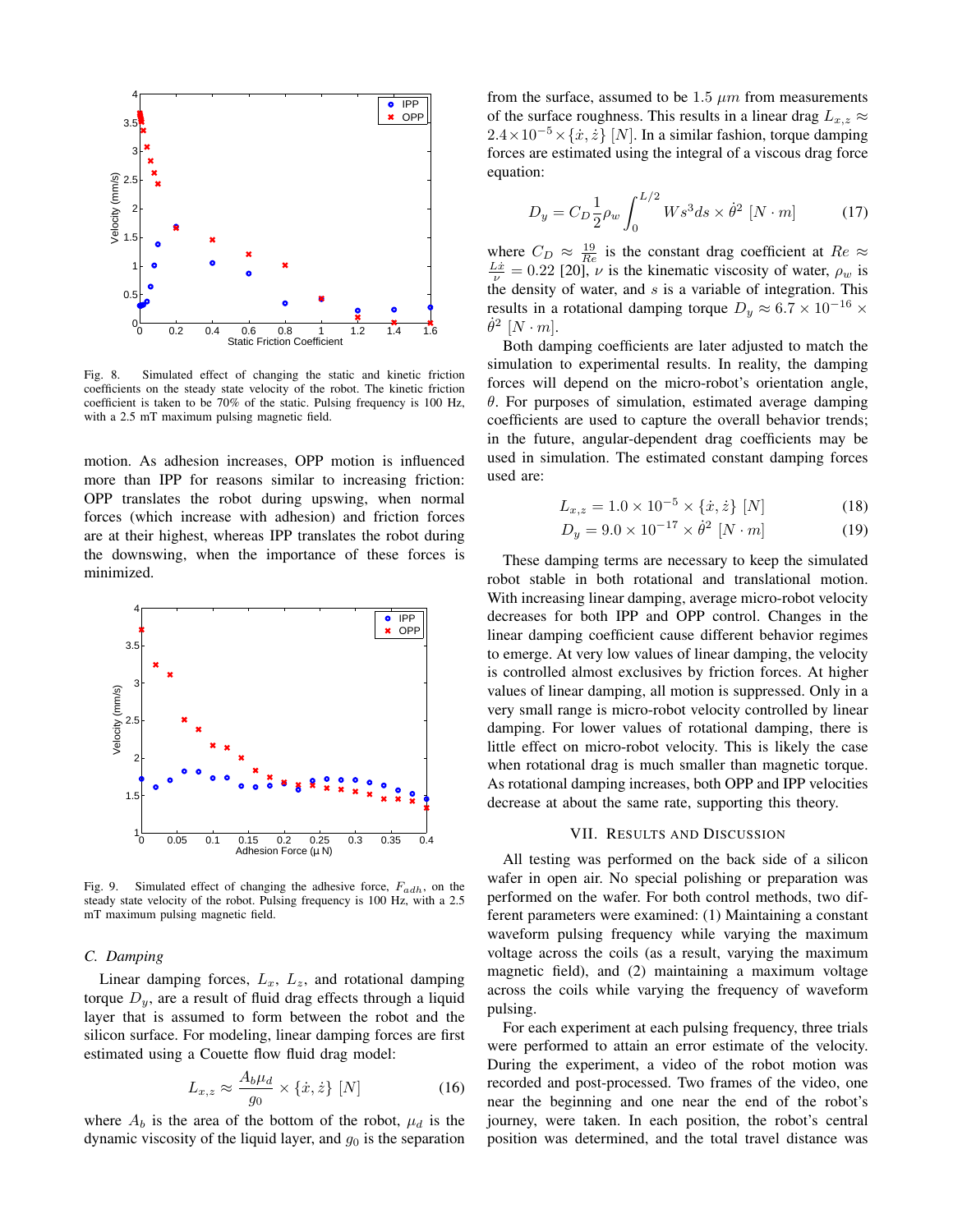Fig. 8. Simulated effect of changing the static and kinetic friction coefficients on the steady state velocity of the robot. The kinetic friction coefficient is taken to be 70% of the static. Pulsing frequency is 100 Hz, with a 2.5 mT maximum pulsing magnetic field.

motion. As adhesion increases, OPP motion is influenced more than IPP for reasons similar to increasing friction: OPP translates the robot during upswing, when normal forces (which increase with adhesion) and friction forces are at their highest, whereas IPP translates the robot during the downswing, when the importance of these forces is minimized.

Fig. 9. Simulated effect of changing the adhesive force, $F_{adh}$, on the steady state velocity of the robot. Pulsing frequency is 100 Hz, with a 2.5 mT maximum pulsing magnetic field.

### C. Damping

Linear damping forces, $L_x$, $L_z$, and rotational damping torque $D_y$, are a result of fluid drag effects through a liquid layer that is assumed to form between the robot and the silicon surface. For modeling, linear damping forces are first estimated using a Couette flow fluid drag model:

$$L_{x,z} \approx \frac{A_b \mu_d}{g_0} \times \{\dot{x}, \dot{z}\} \; [N] \tag{16}$$

where $A_b$ is the area of the bottom of the robot, $\mu_d$ is the dynamic viscosity of the liquid layer, and $g_0$ is the separation from the surface, assumed to be 1.5 $\mu m$ from measurements of the surface roughness. This results in a linear drag $L_{x,z} \approx 2.4 \times 10^{-5} \times \{\dot{x}, \dot{z}\}$ $[N]$. In a similar fashion, torque damping forces are estimated using the integral of a viscous drag force equation:

$$D_y = C_D \frac{1}{2} \rho_w \int_0^{L/2} W s^3 ds \times \dot{\theta}^2 \; [N \cdot m] \tag{17}$$

where $C_D \approx \frac{19}{Re}$ is the constant drag coefficient at $Re \approx \frac{L\dot{x}}{\nu} = 0.22$ [20], $\nu$ is the kinematic viscosity of water, $\rho_w$ is the density of water, and $s$ is a variable of integration. This results in a rotational damping torque $D_y \approx 6.7 \times 10^{-16} \times \dot{\theta}^2$ $[N \cdot m]$.

Both damping coefficients are later adjusted to match the simulation to experimental results. In reality, the damping forces will depend on the micro-robot's orientation angle, $\theta$. For purposes of simulation, estimated average damping coefficients are used to capture the overall behavior trends; in the future, angular-dependent drag coefficients may be used in simulation. The estimated constant damping forces used are:

$$L_{x,z} = 1.0 \times 10^{-5} \times \{\dot{x}, \dot{z}\} \; [N] \tag{18}$$

$$D_y = 9.0 \times 10^{-17} \times \dot{\theta}^2 \; [N \cdot m] \tag{19}$$

These damping terms are necessary to keep the simulated robot stable in both rotational and translational motion. With increasing linear damping, average micro-robot velocity decreases for both IPP and OPP control. Changes in the linear damping coefficient cause different behavior regimes to emerge. At very low values of linear damping, the velocity is controlled almost exclusives by friction forces. At higher values of linear damping, all motion is suppressed. Only in a very small range is micro-robot velocity controlled by linear damping. For lower values of rotational damping, there is little effect on micro-robot velocity. This is likely the case when rotational drag is much smaller than magnetic torque. As rotational damping increases, both OPP and IPP velocities decrease at about the same rate, supporting this theory.

## VII. Results and Discussion

All testing was performed on the back side of a silicon wafer in open air. No special polishing or preparation was performed on the wafer. For both control methods, two different parameters were examined: (1) Maintaining a constant waveform pulsing frequency while varying the maximum voltage across the coils (as a result, varying the maximum magnetic field), and (2) maintaining a maximum voltage across the coils while varying the frequency of waveform pulsing.

For each experiment at each pulsing frequency, three trials were performed to attain an error estimate of the velocity. During the experiment, a video of the robot motion was recorded and post-processed. Two frames of the video, one near the beginning and one near the end of the robot's journey, were taken. In each position, the robot's central position was determined, and the total travel distance was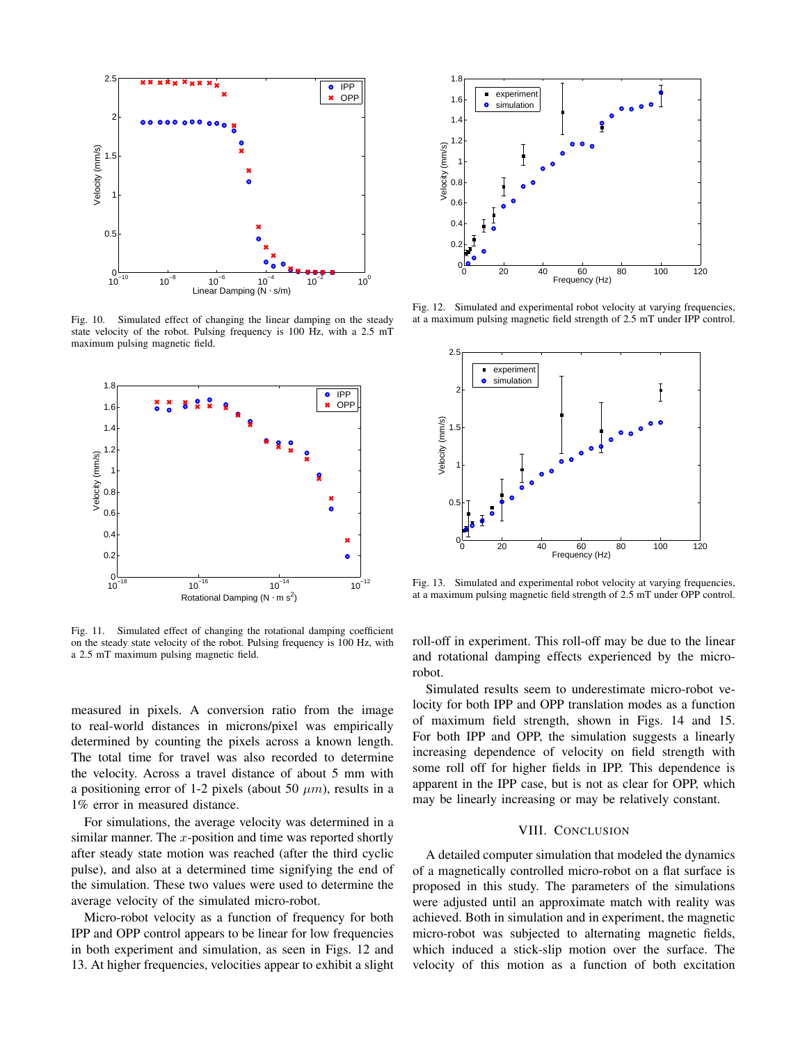2.5
2
1.5
1
0.5
0
Velocity (mm/s)
$10^{-10}$ $10^{-8}$ $10^{-6}$ $10^{-4}$ $10^{-2}$ $10^{0}$
Linear Damping (N · s/m)
IPP
OPP

Fig. 10. Simulated effect of changing the linear damping on the steady state velocity of the robot. Pulsing frequency is 100 Hz, with a 2.5 mT maximum pulsing magnetic field.

1.8
1.6
1.4
1.2
1
0.8
0.6
0.4
0.2
0
Velocity (mm/s)
$10^{-18}$ $10^{-16}$ $10^{-14}$ $10^{-12}$
Rotational Damping (N · m s$^2$)
IPP
OPP

Fig. 11. Simulated effect of changing the rotational damping coefficient on the steady state velocity of the robot. Pulsing frequency is 100 Hz, with a 2.5 mT maximum pulsing magnetic field.

measured in pixels. A conversion ratio from the image to real-world distances in microns/pixel was empirically determined by counting the pixels across a known length. The total time for travel was also recorded to determine the velocity. Across a travel distance of about 5 mm with a positioning error of 1-2 pixels (about 50 $\mu m$), results in a 1% error in measured distance.

For simulations, the average velocity was determined in a similar manner. The $x$-position and time was reported shortly after steady state motion was reached (after the third cyclic pulse), and also at a determined time signifying the end of the simulation. These two values were used to determine the average velocity of the simulated micro-robot.

Micro-robot velocity as a function of frequency for both IPP and OPP control appears to be linear for low frequencies in both experiment and simulation, as seen in Figs. 12 and 13. At higher frequencies, velocities appear to exhibit a slight

1.8
1.6
1.4
1.2
1
0.8
0.6
0.4
0.2
0
Velocity (mm/s)
0 20 40 60 80 100 120
Frequency (Hz)
experiment
simulation

Fig. 12. Simulated and experimental robot velocity at varying frequencies, at a maximum pulsing magnetic field strength of 2.5 mT under IPP control.

2.5
2
1.5
1
0.5
0
Velocity (mm/s)
0 20 40 60 80 100 120
Frequency (Hz)
experiment
simulation

Fig. 13. Simulated and experimental robot velocity at varying frequencies, at a maximum pulsing magnetic field strength of 2.5 mT under OPP control.

roll-off in experiment. This roll-off may be due to the linear and rotational damping effects experienced by the micro-robot.

Simulated results seem to underestimate micro-robot velocity for both IPP and OPP translation modes as a function of maximum field strength, shown in Figs. 14 and 15. For both IPP and OPP, the simulation suggests a linearly increasing dependence of velocity on field strength with some roll off for higher fields in IPP. This dependence is apparent in the IPP case, but is not as clear for OPP, which may be linearly increasing or may be relatively constant.

## VIII. Conclusion

A detailed computer simulation that modeled the dynamics of a magnetically controlled micro-robot on a flat surface is proposed in this study. The parameters of the simulations were adjusted until an approximate match with reality was achieved. Both in simulation and in experiment, the magnetic micro-robot was subjected to alternating magnetic fields, which induced a stick-slip motion over the surface. The velocity of this motion as a function of both excitation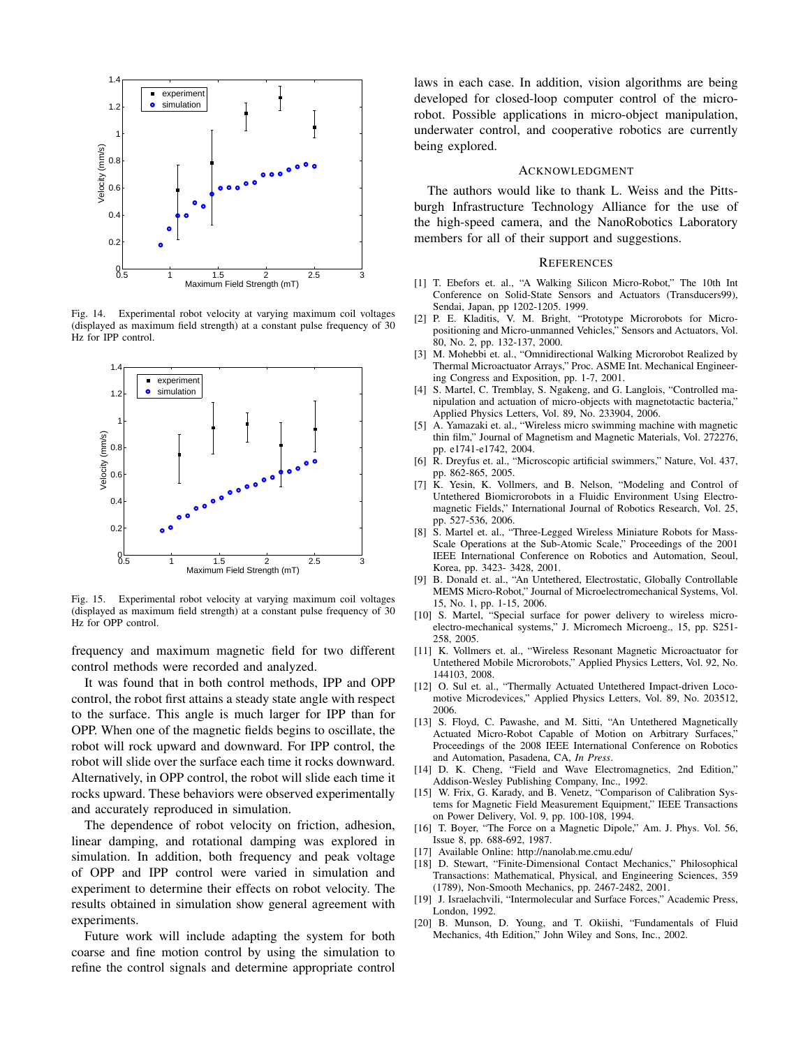1.4
1.2
1
0.8
0.6
0.4
0.2
0
0.5 1 1.5 2 2.5 3
Velocity (mm/s)
Maximum Field Strength (mT)
experiment
simulation

Fig. 14. Experimental robot velocity at varying maximum coil voltages (displayed as maximum field strength) at a constant pulse frequency of 30 Hz for IPP control.

1.4
1.2
1
0.8
0.6
0.4
0.2
0
0.5 1 1.5 2 2.5 3
Velocity (mm/s)
Maximum Field Strength (mT)
experiment
simulation

Fig. 15. Experimental robot velocity at varying maximum coil voltages (displayed as maximum field strength) at a constant pulse frequency of 30 Hz for OPP control.

frequency and maximum magnetic field for two different control methods were recorded and analyzed.

It was found that in both control methods, IPP and OPP control, the robot first attains a steady state angle with respect to the surface. This angle is much larger for IPP than for OPP. When one of the magnetic fields begins to oscillate, the robot will rock upward and downward. For IPP control, the robot will slide over the surface each time it rocks downward. Alternatively, in OPP control, the robot will slide each time it rocks upward. These behaviors were observed experimentally and accurately reproduced in simulation.

The dependence of robot velocity on friction, adhesion, linear damping, and rotational damping was explored in simulation. In addition, both frequency and peak voltage of OPP and IPP control were varied in simulation and experiment to determine their effects on robot velocity. The results obtained in simulation show general agreement with experiments.

Future work will include adapting the system for both coarse and fine motion control by using the simulation to refine the control signals and determine appropriate control laws in each case. In addition, vision algorithms are being developed for closed-loop computer control of the micro-robot. Possible applications in micro-object manipulation, underwater control, and cooperative robotics are currently being explored.

## Acknowledgment

The authors would like to thank L. Weiss and the Pittsburgh Infrastructure Technology Alliance for the use of the high-speed camera, and the NanoRobotics Laboratory members for all of their support and suggestions.

## References

[1] T. Ebefors et. al., "A Walking Silicon Micro-Robot," The 10th Int Conference on Solid-State Sensors and Actuators (Transducers99), Sendai, Japan, pp 1202-1205. 1999.

[2] P. E. Kladitis, V. M. Bright, "Prototype Microrobots for Micro-positioning and Micro-unmanned Vehicles," Sensors and Actuators, Vol. 80, No. 2, pp. 132-137, 2000.

[3] M. Mohebbi et. al., "Omnidirectional Walking Microrobot Realized by Thermal Microactuator Arrays," Proc. ASME Int. Mechanical Engineering Congress and Exposition, pp. 1-7, 2001.

[4] S. Martel, C. Tremblay, S. Ngakeng, and G. Langlois, "Controlled manipulation and actuation of micro-objects with magnetotactic bacteria," Applied Physics Letters, Vol. 89, No. 233904, 2006.

[5] A. Yamazaki et. al., "Wireless micro swimming machine with magnetic thin film," Journal of Magnetism and Magnetic Materials, Vol. 272276, pp. e1741-e1742, 2004.

[6] R. Dreyfus et. al., "Microscopic artificial swimmers," Nature, Vol. 437, pp. 862-865, 2005.

[7] K. Yesin, K. Vollmers, and B. Nelson, "Modeling and Control of Untethered Biomicrorobots in a Fluidic Environment Using Electromagnetic Fields," International Journal of Robotics Research, Vol. 25, pp. 527-536, 2006.

[8] S. Martel et. al., "Three-Legged Wireless Miniature Robots for Mass-Scale Operations at the Sub-Atomic Scale," Proceedings of the 2001 IEEE International Conference on Robotics and Automation, Seoul, Korea, pp. 3423- 3428, 2001.

[9] B. Donald et. al., "An Untethered, Electrostatic, Globally Controllable MEMS Micro-Robot," Journal of Microelectromechanical Systems, Vol. 15, No. 1, pp. 1-15, 2006.

[10] S. Martel, "Special surface for power delivery to wireless micro-electro-mechanical systems," J. Micromech Microeng., 15, pp. S251-258, 2005.

[11] K. Vollmers et. al., "Wireless Resonant Magnetic Microactuator for Untethered Mobile Microrobots," Applied Physics Letters, Vol. 92, No. 144103, 2008.

[12] O. Sul et. al., "Thermally Actuated Untethered Impact-driven Locomotive Microdevices," Applied Physics Letters, Vol. 89, No. 203512, 2006.

[13] S. Floyd, C. Pawashe, and M. Sitti, "An Untethered Magnetically Actuated Micro-Robot Capable of Motion on Arbitrary Surfaces," Proceedings of the 2008 IEEE International Conference on Robotics and Automation, Pasadena, CA, *In Press*.

[14] D. K. Cheng, "Field and Wave Electromagnetics, 2nd Edition," Addison-Wesley Publishing Company, Inc., 1992.

[15] W. Frix, G. Karady, and B. Venetz, "Comparison of Calibration Systems for Magnetic Field Measurement Equipment," IEEE Transactions on Power Delivery, Vol. 9, pp. 100-108, 1994.

[16] T. Boyer, "The Force on a Magnetic Dipole," Am. J. Phys. Vol. 56, Issue 8, pp. 688-692, 1987.

[17] Available Online: http://nanolab.me.cmu.edu/

[18] D. Stewart, "Finite-Dimensional Contact Mechanics," Philosophical Transactions: Mathematical, Physical, and Engineering Sciences, 359 (1789), Non-Smooth Mechanics, pp. 2467-2482, 2001.

[19] J. Israelachvili, "Intermolecular and Surface Forces," Academic Press, London, 1992.

[20] B. Munson, D. Young, and T. Okiishi, "Fundamentals of Fluid Mechanics, 4th Edition," John Wiley and Sons, Inc., 2002.